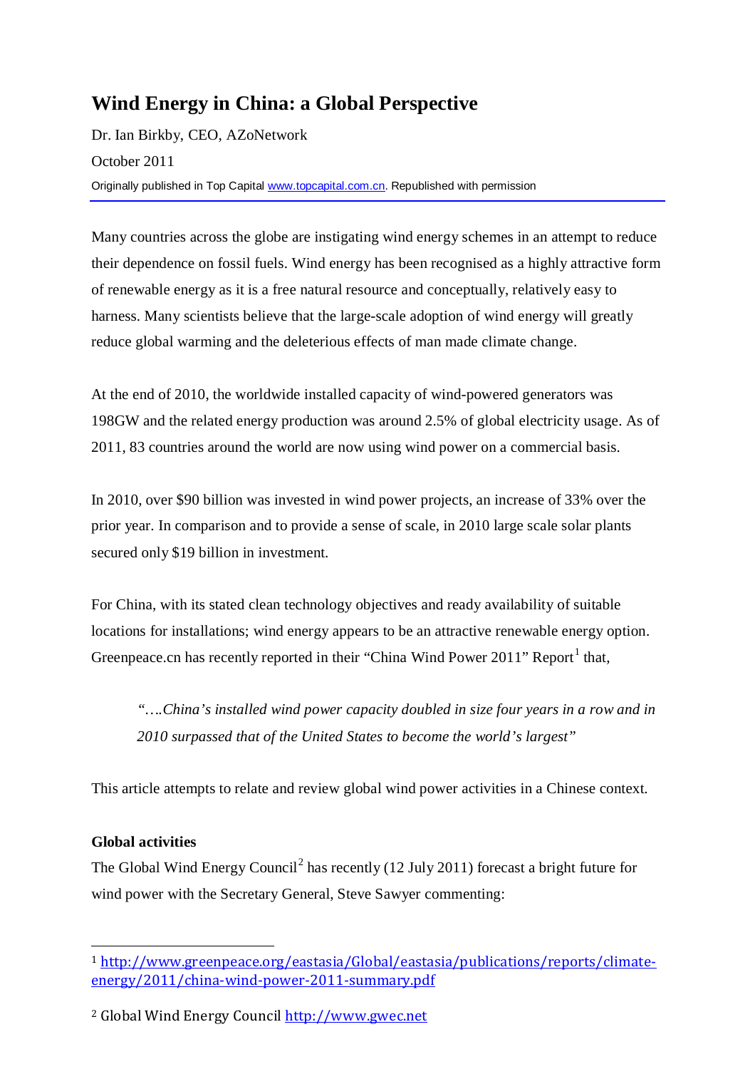# Wind Energy in China: a Global Perspective

Dr. Ian Birkby, CEO, AZoNetwork

October 2011

Originally published in Top Capital www.topcapital.com.cn. Republished with permission

---

Many countries across the globe are instigating wind energy schemes in an attempt to reduce their dependence on fossil fuels. Wind energy has been recognised as a highly attractive form of renewable energy as it is a free natural resource and conceptually, relatively easy to harness. Many scientists believe that the large-scale adoption of wind energy will greatly reduce global warming and the deleterious effects of man made climate change.

At the end of 2010, the worldwide installed capacity of wind-powered generators was 198GW and the related energy production was around 2.5% of global electricity usage. As of 2011, 83 countries around the world are now using wind power on a commercial basis.

In 2010, over $90 billion was invested in wind power projects, an increase of 33% over the prior year. In comparison and to provide a sense of scale, in 2010 large scale solar plants secured only $19 billion in investment.

For China, with its stated clean technology objectives and ready availability of suitable locations for installations; wind energy appears to be an attractive renewable energy option. Greenpeace.cn has recently reported in their "China Wind Power 2011" Report[1] that,

> *"….China's installed wind power capacity doubled in size four years in a row and in 2010 surpassed that of the United States to become the world's largest"*

This article attempts to relate and review global wind power activities in a Chinese context.

**Global activities**

The Global Wind Energy Council[2] has recently (12 July 2011) forecast a bright future for wind power with the Secretary General, Steve Sawyer commenting:

---

[1] http://www.greenpeace.org/eastasia/Global/eastasia/publications/reports/climate-energy/2011/china-wind-power-2011-summary.pdf

[2] Global Wind Energy Council http://www.gwec.net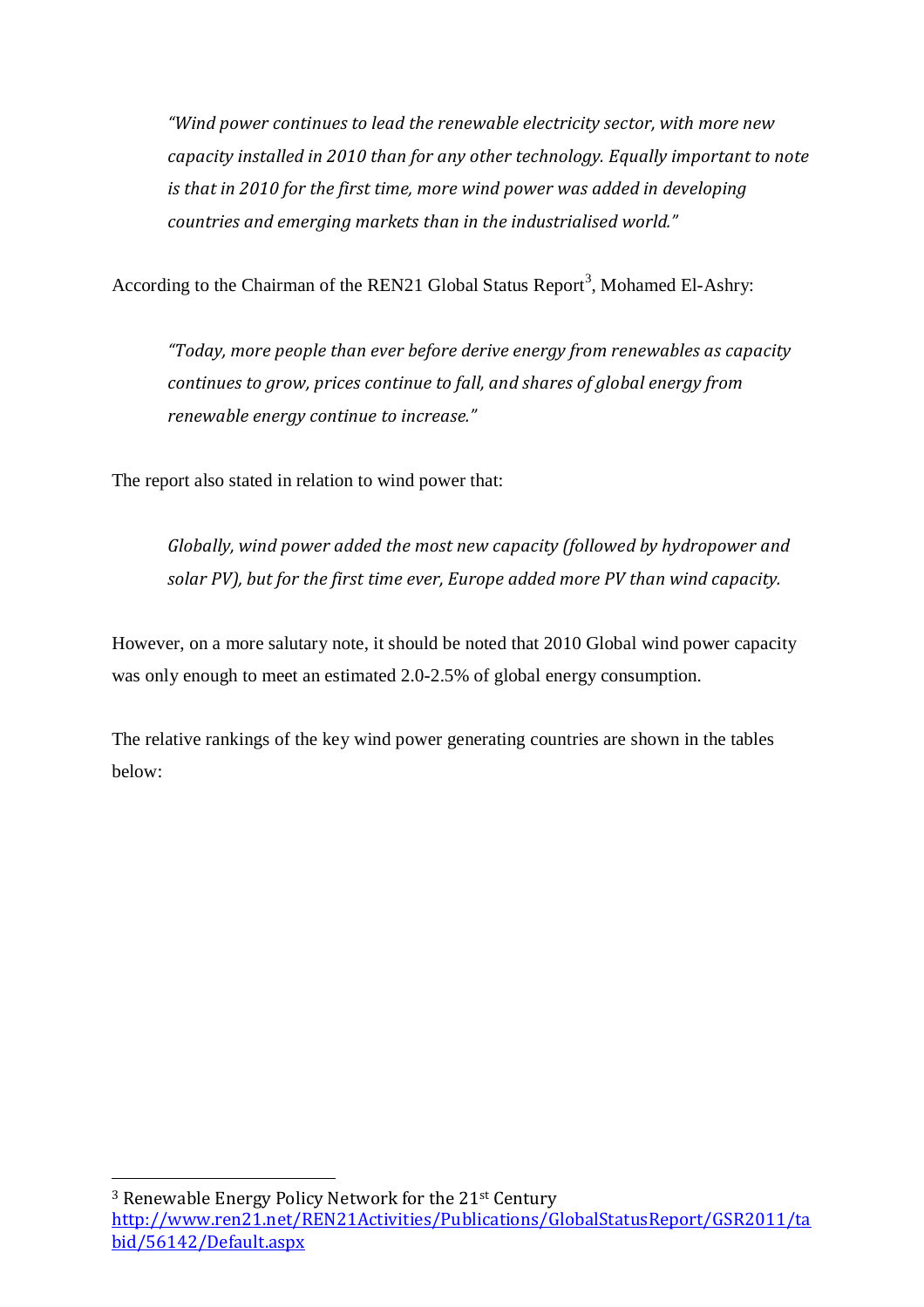> *"Wind power continues to lead the renewable electricity sector, with more new capacity installed in 2010 than for any other technology. Equally important to note is that in 2010 for the first time, more wind power was added in developing countries and emerging markets than in the industrialised world."*

According to the Chairman of the REN21 Global Status Report[3], Mohamed El-Ashry:

> *"Today, more people than ever before derive energy from renewables as capacity continues to grow, prices continue to fall, and shares of global energy from renewable energy continue to increase."*

The report also stated in relation to wind power that:

> *Globally, wind power added the most new capacity (followed by hydropower and solar PV), but for the first time ever, Europe added more PV than wind capacity.*

However, on a more salutary note, it should be noted that 2010 Global wind power capacity was only enough to meet an estimated 2.0-2.5% of global energy consumption.

The relative rankings of the key wind power generating countries are shown in the tables below:

---

[3] Renewable Energy Policy Network for the 21st Century http://www.ren21.net/REN21Activities/Publications/GlobalStatusReport/GSR2011/tabid/56142/Default.aspx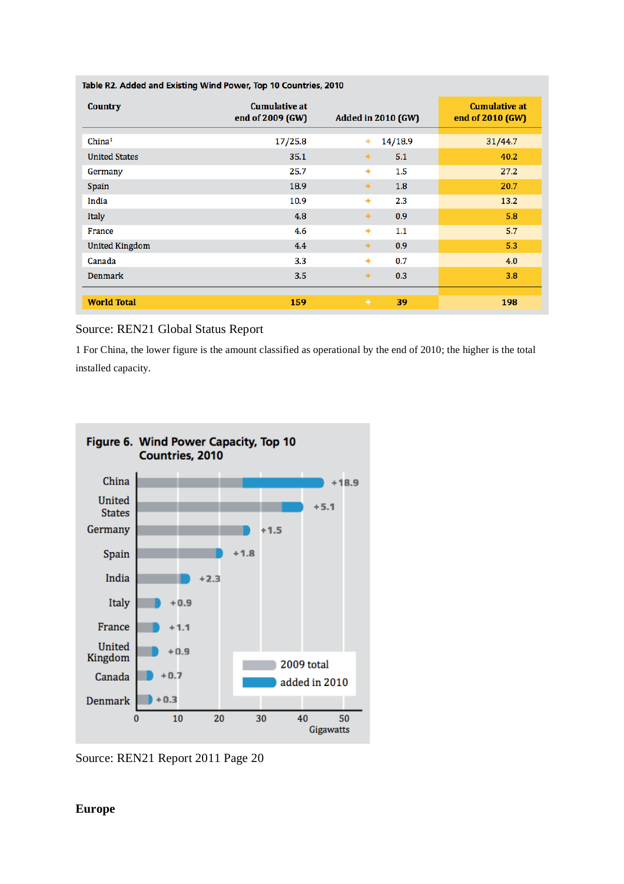**Table R2. Added and Existing Wind Power, Top 10 Countries, 2010**

| Country | Cumulative at end of 2009 (GW) | Added in 2010 (GW) | Cumulative at end of 2010 (GW) |
|---|---|---|---|
| China[1] | 17/25.8 | + 14/18.9 | 31/44.7 |
| United States | 35.1 | + 5.1 | 40.2 |
| Germany | 25.7 | + 1.5 | 27.2 |
| Spain | 18.9 | + 1.8 | 20.7 |
| India | 10.9 | + 2.3 | 13.2 |
| Italy | 4.8 | + 0.9 | 5.8 |
| France | 4.6 | + 1.1 | 5.7 |
| United Kingdom | 4.4 | + 0.9 | 5.3 |
| Canada | 3.3 | + 0.7 | 4.0 |
| Denmark | 3.5 | + 0.3 | 3.8 |
| **World Total** | **159** | **+ 39** | **198** |

Source: REN21 Global Status Report

1 For China, the lower figure is the amount classified as operational by the end of 2010; the higher is the total installed capacity.

**Figure 6. Wind Power Capacity, Top 10 Countries, 2010**

Source: REN21 Report 2011 Page 20

**Europe**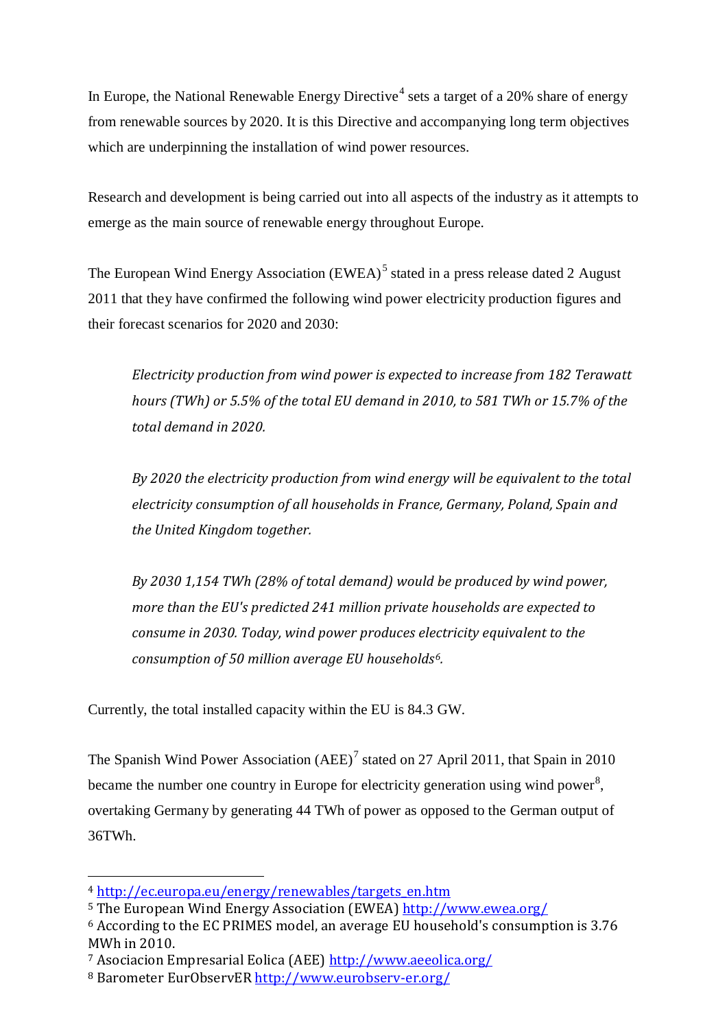In Europe, the National Renewable Energy Directive[4] sets a target of a 20% share of energy from renewable sources by 2020. It is this Directive and accompanying long term objectives which are underpinning the installation of wind power resources.

Research and development is being carried out into all aspects of the industry as it attempts to emerge as the main source of renewable energy throughout Europe.

The European Wind Energy Association (EWEA)[5] stated in a press release dated 2 August 2011 that they have confirmed the following wind power electricity production figures and their forecast scenarios for 2020 and 2030:

> *Electricity production from wind power is expected to increase from 182 Terawatt hours (TWh) or 5.5% of the total EU demand in 2010, to 581 TWh or 15.7% of the total demand in 2020.*
>
> *By 2020 the electricity production from wind energy will be equivalent to the total electricity consumption of all households in France, Germany, Poland, Spain and the United Kingdom together.*
>
> *By 2030 1,154 TWh (28% of total demand) would be produced by wind power, more than the EU's predicted 241 million private households are expected to consume in 2030. Today, wind power produces electricity equivalent to the consumption of 50 million average EU households[6].*

Currently, the total installed capacity within the EU is 84.3 GW.

The Spanish Wind Power Association (AEE)[7] stated on 27 April 2011, that Spain in 2010 became the number one country in Europe for electricity generation using wind power[8], overtaking Germany by generating 44 TWh of power as opposed to the German output of 36TWh.

---

[4] http://ec.europa.eu/energy/renewables/targets_en.htm
[5] The European Wind Energy Association (EWEA) http://www.ewea.org/
[6] According to the EC PRIMES model, an average EU household's consumption is 3.76 MWh in 2010.
[7] Asociacion Empresarial Eolica (AEE) http://www.aeeolica.org/
[8] Barometer EurObservER http://www.eurobserv-er.org/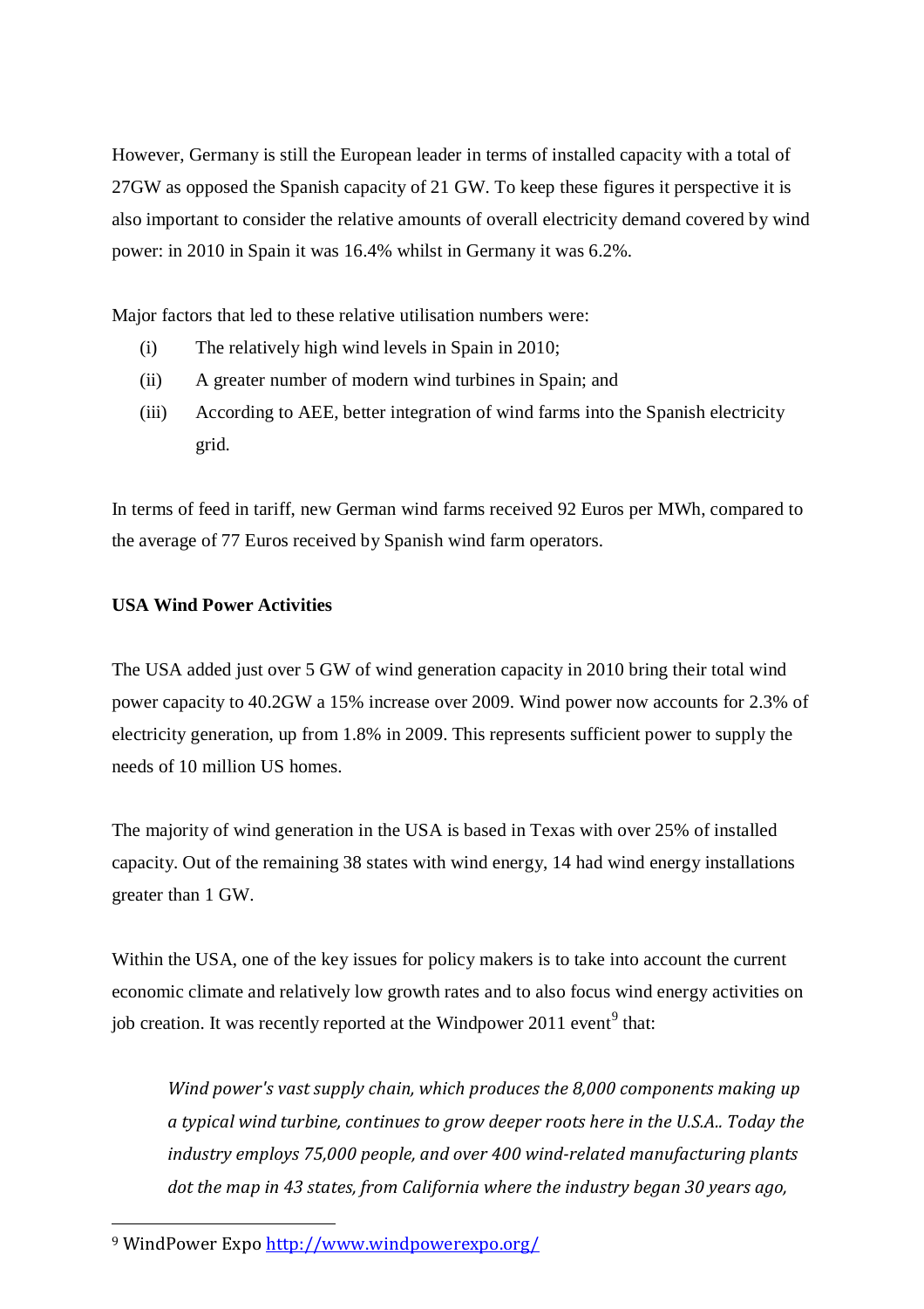However, Germany is still the European leader in terms of installed capacity with a total of 27GW as opposed the Spanish capacity of 21 GW. To keep these figures it perspective it is also important to consider the relative amounts of overall electricity demand covered by wind power: in 2010 in Spain it was 16.4% whilst in Germany it was 6.2%.

Major factors that led to these relative utilisation numbers were:

(i) The relatively high wind levels in Spain in 2010;
(ii) A greater number of modern wind turbines in Spain; and
(iii) According to AEE, better integration of wind farms into the Spanish electricity grid.

In terms of feed in tariff, new German wind farms received 92 Euros per MWh, compared to the average of 77 Euros received by Spanish wind farm operators.

**USA Wind Power Activities**

The USA added just over 5 GW of wind generation capacity in 2010 bring their total wind power capacity to 40.2GW a 15% increase over 2009. Wind power now accounts for 2.3% of electricity generation, up from 1.8% in 2009. This represents sufficient power to supply the needs of 10 million US homes.

The majority of wind generation in the USA is based in Texas with over 25% of installed capacity. Out of the remaining 38 states with wind energy, 14 had wind energy installations greater than 1 GW.

Within the USA, one of the key issues for policy makers is to take into account the current economic climate and relatively low growth rates and to also focus wind energy activities on job creation. It was recently reported at the Windpower 2011 event[9] that:

> *Wind power's vast supply chain, which produces the 8,000 components making up a typical wind turbine, continues to grow deeper roots here in the U.S.A.. Today the industry employs 75,000 people, and over 400 wind-related manufacturing plants dot the map in 43 states, from California where the industry began 30 years ago,*

[9] WindPower Expo http://www.windpowerexpo.org/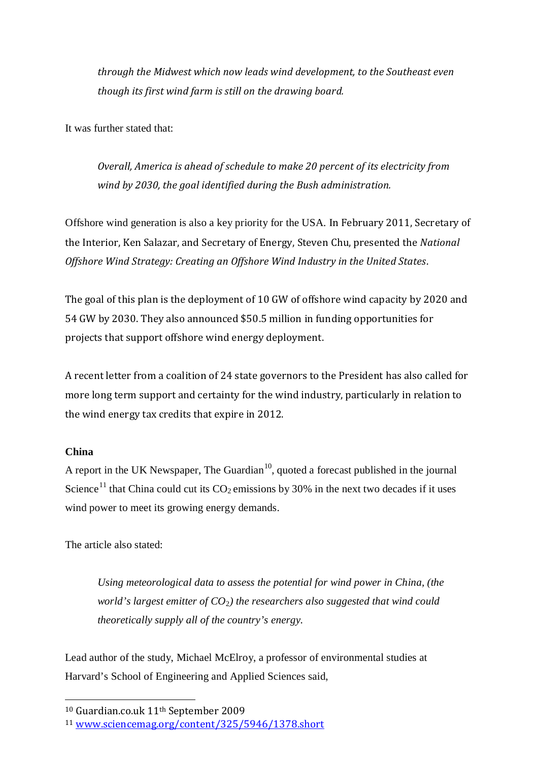*through the Midwest which now leads wind development, to the Southeast even though its first wind farm is still on the drawing board.*

It was further stated that:

*Overall, America is ahead of schedule to make 20 percent of its electricity from wind by 2030, the goal identified during the Bush administration.*

Offshore wind generation is also a key priority for the USA. In February 2011, Secretary of the Interior, Ken Salazar, and Secretary of Energy, Steven Chu, presented the *National Offshore Wind Strategy: Creating an Offshore Wind Industry in the United States*.

The goal of this plan is the deployment of 10 GW of offshore wind capacity by 2020 and 54 GW by 2030. They also announced $50.5 million in funding opportunities for projects that support offshore wind energy deployment.

A recent letter from a coalition of 24 state governors to the President has also called for more long term support and certainty for the wind industry, particularly in relation to the wind energy tax credits that expire in 2012.

**China**

A report in the UK Newspaper, The Guardian[10], quoted a forecast published in the journal Science[11] that China could cut its $CO_2$ emissions by 30% in the next two decades if it uses wind power to meet its growing energy demands.

The article also stated:

*Using meteorological data to assess the potential for wind power in China, (the world's largest emitter of $CO_2$) the researchers also suggested that wind could theoretically supply all of the country's energy.*

Lead author of the study, Michael McElroy, a professor of environmental studies at Harvard's School of Engineering and Applied Sciences said,

---

[10] Guardian.co.uk 11th September 2009

[11] www.sciencemag.org/content/325/5946/1378.short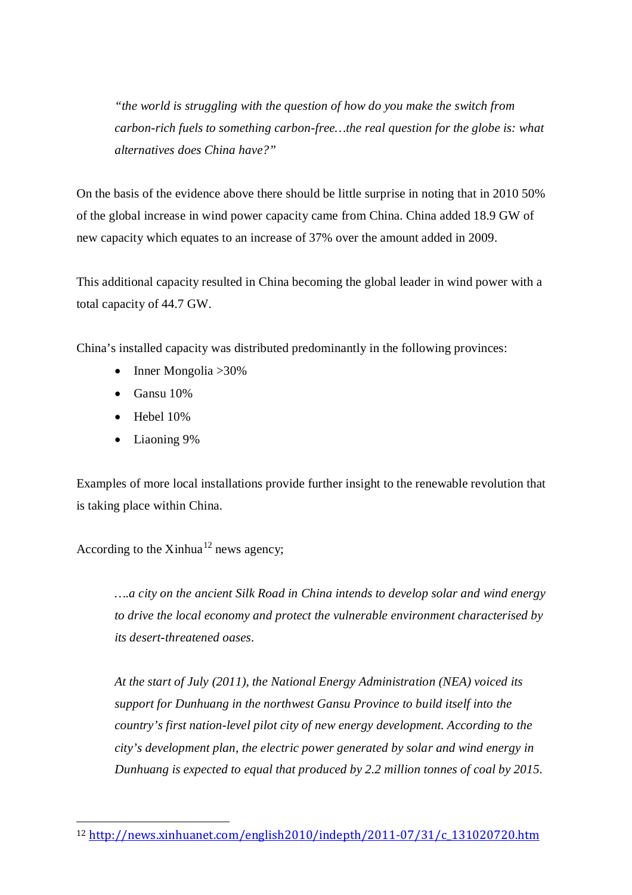> *"the world is struggling with the question of how do you make the switch from carbon-rich fuels to something carbon-free…the real question for the globe is: what alternatives does China have?"*

On the basis of the evidence above there should be little surprise in noting that in 2010 50% of the global increase in wind power capacity came from China. China added 18.9 GW of new capacity which equates to an increase of 37% over the amount added in 2009.

This additional capacity resulted in China becoming the global leader in wind power with a total capacity of 44.7 GW.

China's installed capacity was distributed predominantly in the following provinces:

- Inner Mongolia >30%
- Gansu 10%
- Hebel 10%
- Liaoning 9%

Examples of more local installations provide further insight to the renewable revolution that is taking place within China.

According to the Xinhua[12] news agency;

> *….a city on the ancient Silk Road in China intends to develop solar and wind energy to drive the local economy and protect the vulnerable environment characterised by its desert-threatened oases.*
>
> *At the start of July (2011), the National Energy Administration (NEA) voiced its support for Dunhuang in the northwest Gansu Province to build itself into the country's first nation-level pilot city of new energy development. According to the city's development plan, the electric power generated by solar and wind energy in Dunhuang is expected to equal that produced by 2.2 million tonnes of coal by 2015.*

---

[12] http://news.xinhuanet.com/english2010/indepth/2011-07/31/c_131020720.htm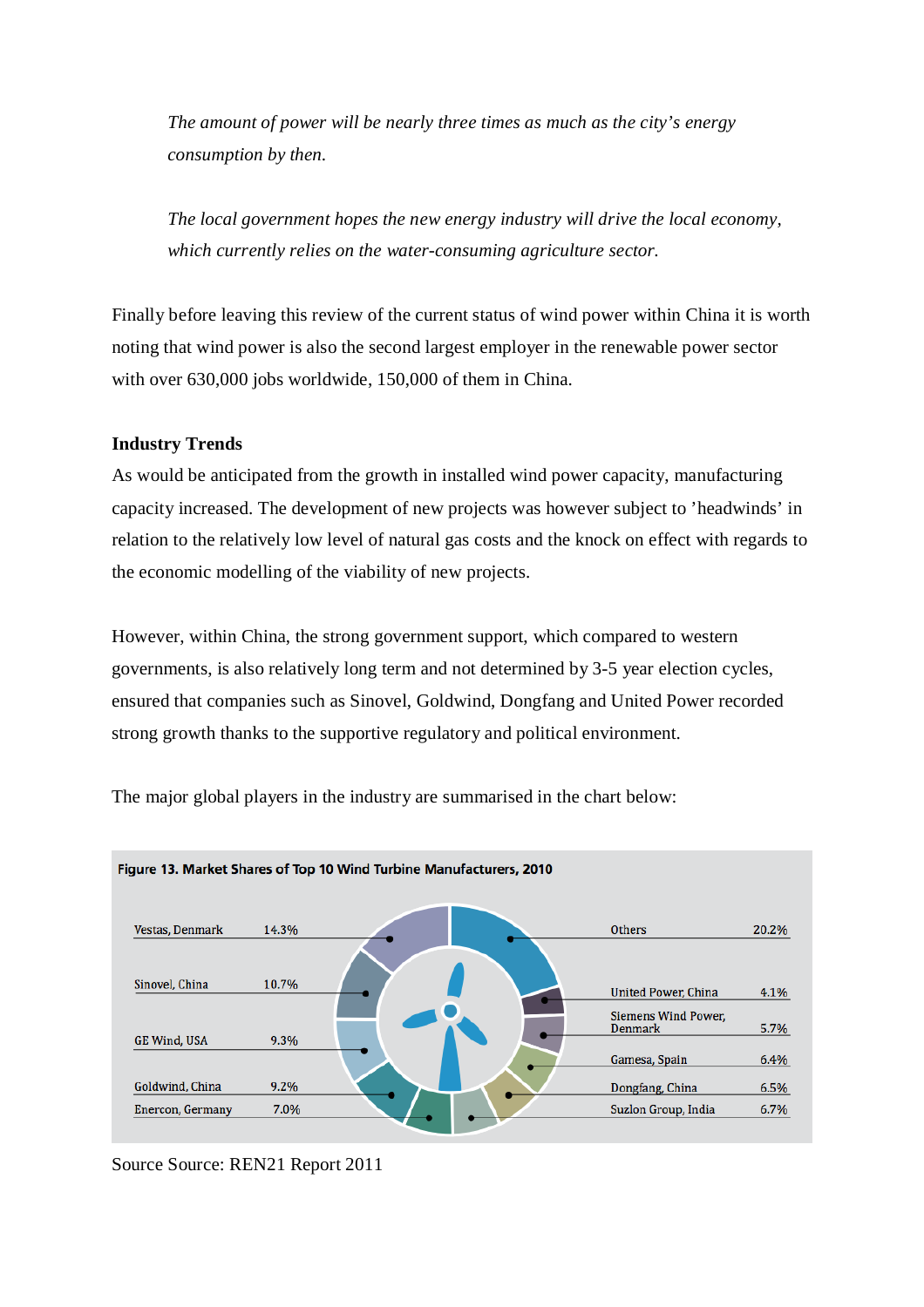*The amount of power will be nearly three times as much as the city's energy consumption by then.*

*The local government hopes the new energy industry will drive the local economy, which currently relies on the water-consuming agriculture sector.*

Finally before leaving this review of the current status of wind power within China it is worth noting that wind power is also the second largest employer in the renewable power sector with over 630,000 jobs worldwide, 150,000 of them in China.

**Industry Trends**

As would be anticipated from the growth in installed wind power capacity, manufacturing capacity increased. The development of new projects was however subject to 'headwinds' in relation to the relatively low level of natural gas costs and the knock on effect with regards to the economic modelling of the viability of new projects.

However, within China, the strong government support, which compared to western governments, is also relatively long term and not determined by 3-5 year election cycles, ensured that companies such as Sinovel, Goldwind, Dongfang and United Power recorded strong growth thanks to the supportive regulatory and political environment.

The major global players in the industry are summarised in the chart below:

**Figure 13. Market Shares of Top 10 Wind Turbine Manufacturers, 2010**

| Manufacturer | Share |
| --- | --- |
| Vestas, Denmark | 14.3% |
| Sinovel, China | 10.7% |
| GE Wind, USA | 9.3% |
| Goldwind, China | 9.2% |
| Enercon, Germany | 7.0% |
| Suzlon Group, India | 6.7% |
| Dongfang, China | 6.5% |
| Gamesa, Spain | 6.4% |
| Siemens Wind Power, Denmark | 5.7% |
| United Power, China | 4.1% |
| Others | 20.2% |

Source Source: REN21 Report 2011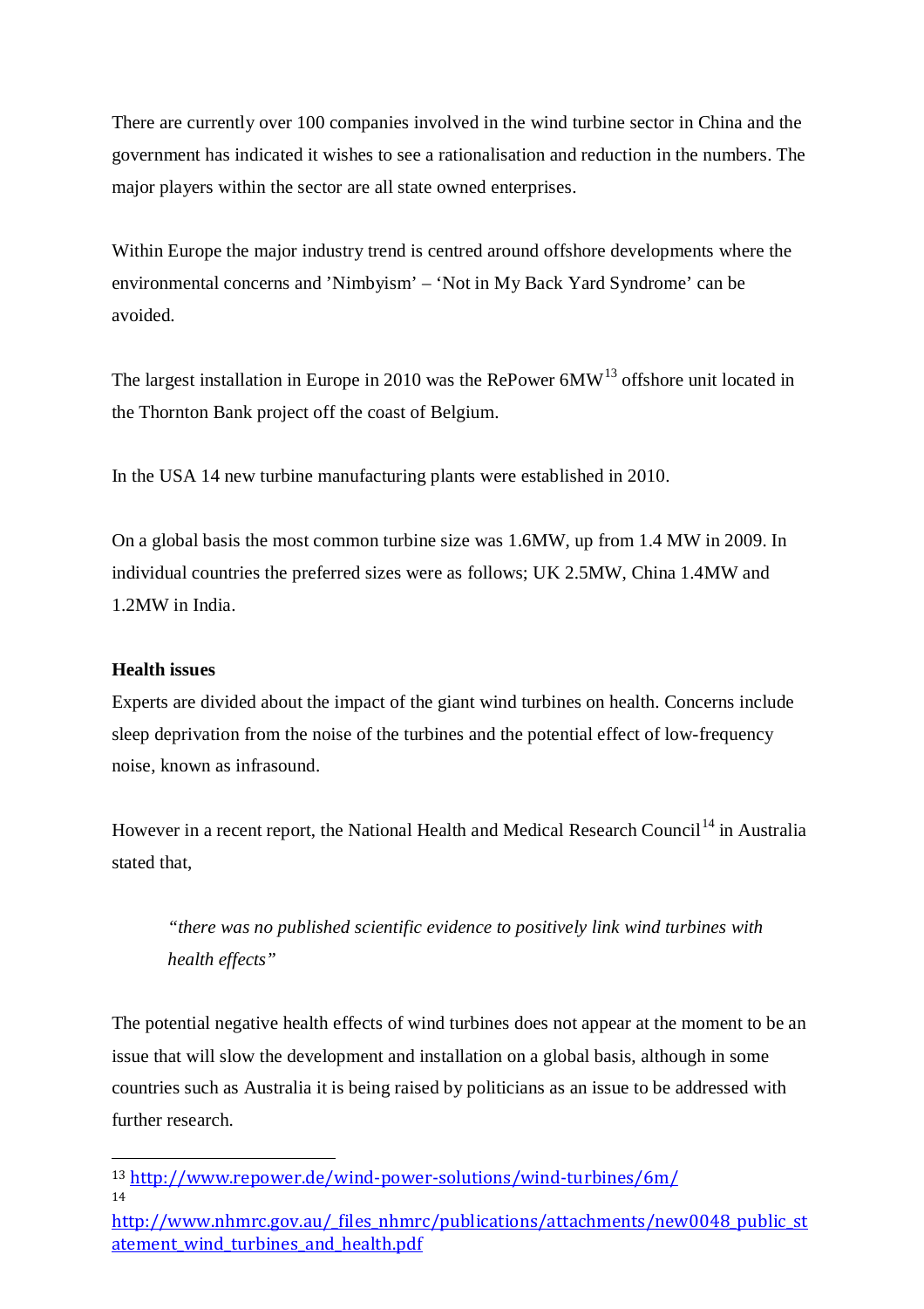There are currently over 100 companies involved in the wind turbine sector in China and the government has indicated it wishes to see a rationalisation and reduction in the numbers. The major players within the sector are all state owned enterprises.

Within Europe the major industry trend is centred around offshore developments where the environmental concerns and 'Nimbyism' – 'Not in My Back Yard Syndrome' can be avoided.

The largest installation in Europe in 2010 was the RePower 6MW[13] offshore unit located in the Thornton Bank project off the coast of Belgium.

In the USA 14 new turbine manufacturing plants were established in 2010.

On a global basis the most common turbine size was 1.6MW, up from 1.4 MW in 2009. In individual countries the preferred sizes were as follows; UK 2.5MW, China 1.4MW and 1.2MW in India.

**Health issues**

Experts are divided about the impact of the giant wind turbines on health. Concerns include sleep deprivation from the noise of the turbines and the potential effect of low-frequency noise, known as infrasound.

However in a recent report, the National Health and Medical Research Council[14] in Australia stated that,

> *"there was no published scientific evidence to positively link wind turbines with health effects"*

The potential negative health effects of wind turbines does not appear at the moment to be an issue that will slow the development and installation on a global basis, although in some countries such as Australia it is being raised by politicians as an issue to be addressed with further research.

---

[13] http://www.repower.de/wind-power-solutions/wind-turbines/6m/

[14] http://www.nhmrc.gov.au/_files_nhmrc/publications/attachments/new0048_public_statement_wind_turbines_and_health.pdf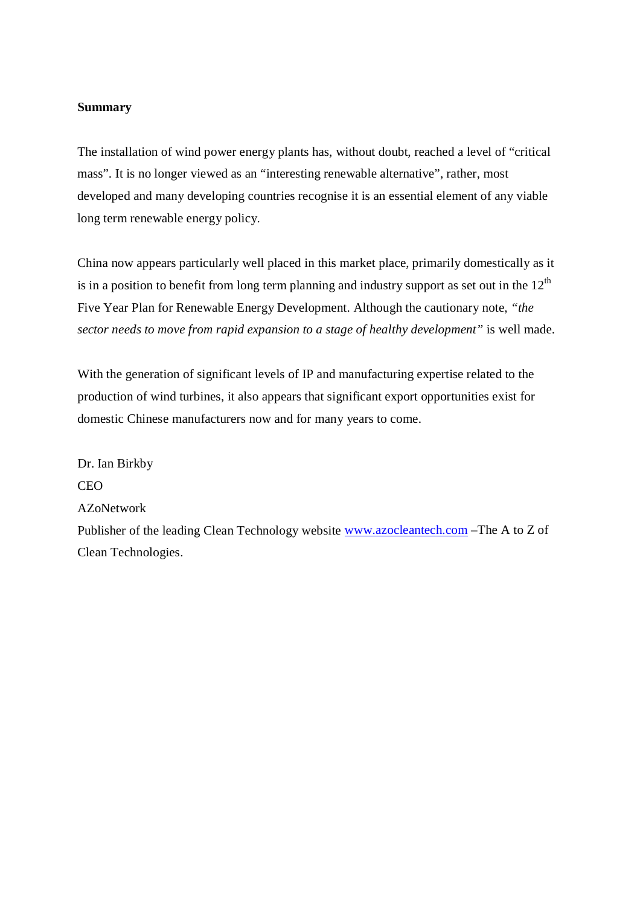**Summary**

The installation of wind power energy plants has, without doubt, reached a level of "critical mass". It is no longer viewed as an "interesting renewable alternative", rather, most developed and many developing countries recognise it is an essential element of any viable long term renewable energy policy.

China now appears particularly well placed in this market place, primarily domestically as it is in a position to benefit from long term planning and industry support as set out in the 12$^{th}$ Five Year Plan for Renewable Energy Development. Although the cautionary note, *"the sector needs to move from rapid expansion to a stage of healthy development"* is well made.

With the generation of significant levels of IP and manufacturing expertise related to the production of wind turbines, it also appears that significant export opportunities exist for domestic Chinese manufacturers now and for many years to come.

Dr. Ian Birkby
CEO
AZoNetwork
Publisher of the leading Clean Technology website www.azocleantech.com –The A to Z of Clean Technologies.